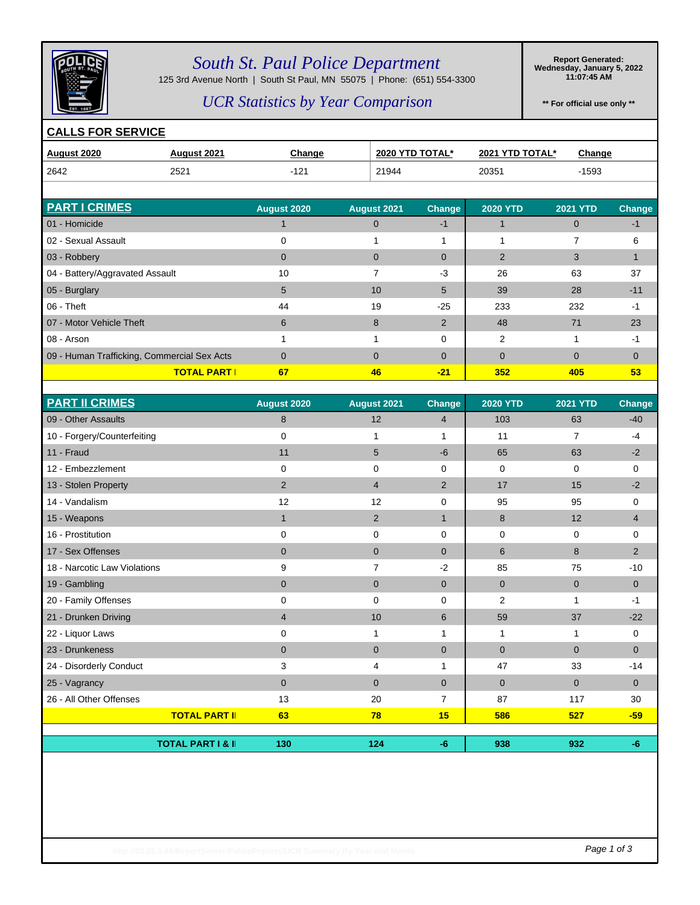# South St. Paul Police Department

125 3rd Avenue North | South St Paul, MN 55075 | Phone: (651) 554-3300

## UCR Statistics by Year Comparison

**Report Generated: Wednesday, January 5, 2022 11:07:45 AM**

**** For official use only ****

## CALLS FOR SERVICE

| August 2020 | August 2021 | Change | 2020 YTD TOTAL* | 2021 YTD TOTAL* | Change |
|---|---|---|---|---|---|
| 2642 | 2521 | -121 | 21944 | 20351 | -1593 |

## PART I CRIMES

| PART I CRIMES | August 2020 | August 2021 | Change | 2020 YTD | 2021 YTD | Change |
|---|---|---|---|---|---|---|
| 01 - Homicide | 1 | 0 | -1 | 1 | 0 | -1 |
| 02 - Sexual Assault | 0 | 1 | 1 | 1 | 7 | 6 |
| 03 - Robbery | 0 | 0 | 0 | 2 | 3 | 1 |
| 04 - Battery/Aggravated Assault | 10 | 7 | -3 | 26 | 63 | 37 |
| 05 - Burglary | 5 | 10 | 5 | 39 | 28 | -11 |
| 06 - Theft | 44 | 19 | -25 | 233 | 232 | -1 |
| 07 - Motor Vehicle Theft | 6 | 8 | 2 | 48 | 71 | 23 |
| 08 - Arson | 1 | 1 | 0 | 2 | 1 | -1 |
| 09 - Human Trafficking, Commercial Sex Acts | 0 | 0 | 0 | 0 | 0 | 0 |
| **TOTAL PART I** | **67** | **46** | **-21** | **352** | **405** | **53** |

## PART II CRIMES

| PART II CRIMES | August 2020 | August 2021 | Change | 2020 YTD | 2021 YTD | Change |
|---|---|---|---|---|---|---|
| 09 - Other Assaults | 8 | 12 | 4 | 103 | 63 | -40 |
| 10 - Forgery/Counterfeiting | 0 | 1 | 1 | 11 | 7 | -4 |
| 11 - Fraud | 11 | 5 | -6 | 65 | 63 | -2 |
| 12 - Embezzlement | 0 | 0 | 0 | 0 | 0 | 0 |
| 13 - Stolen Property | 2 | 4 | 2 | 17 | 15 | -2 |
| 14 - Vandalism | 12 | 12 | 0 | 95 | 95 | 0 |
| 15 - Weapons | 1 | 2 | 1 | 8 | 12 | 4 |
| 16 - Prostitution | 0 | 0 | 0 | 0 | 0 | 0 |
| 17 - Sex Offenses | 0 | 0 | 0 | 6 | 8 | 2 |
| 18 - Narcotic Law Violations | 9 | 7 | -2 | 85 | 75 | -10 |
| 19 - Gambling | 0 | 0 | 0 | 0 | 0 | 0 |
| 20 - Family Offenses | 0 | 0 | 0 | 2 | 1 | -1 |
| 21 - Drunken Driving | 4 | 10 | 6 | 59 | 37 | -22 |
| 22 - Liquor Laws | 0 | 1 | 1 | 1 | 1 | 0 |
| 23 - Drunkeness | 0 | 0 | 0 | 0 | 0 | 0 |
| 24 - Disorderly Conduct | 3 | 4 | 1 | 47 | 33 | -14 |
| 25 - Vagrancy | 0 | 0 | 0 | 0 | 0 | 0 |
| 26 - All Other Offenses | 13 | 20 | 7 | 87 | 117 | 30 |
| **TOTAL PART II** | **63** | **78** | **15** | **586** | **527** | **-59** |

| | August 2020 | August 2021 | Change | 2020 YTD | 2021 YTD | Change |
|---|---|---|---|---|---|---|
| **TOTAL PART I & II** | **130** | **124** | **-6** | **938** | **932** | **-6** |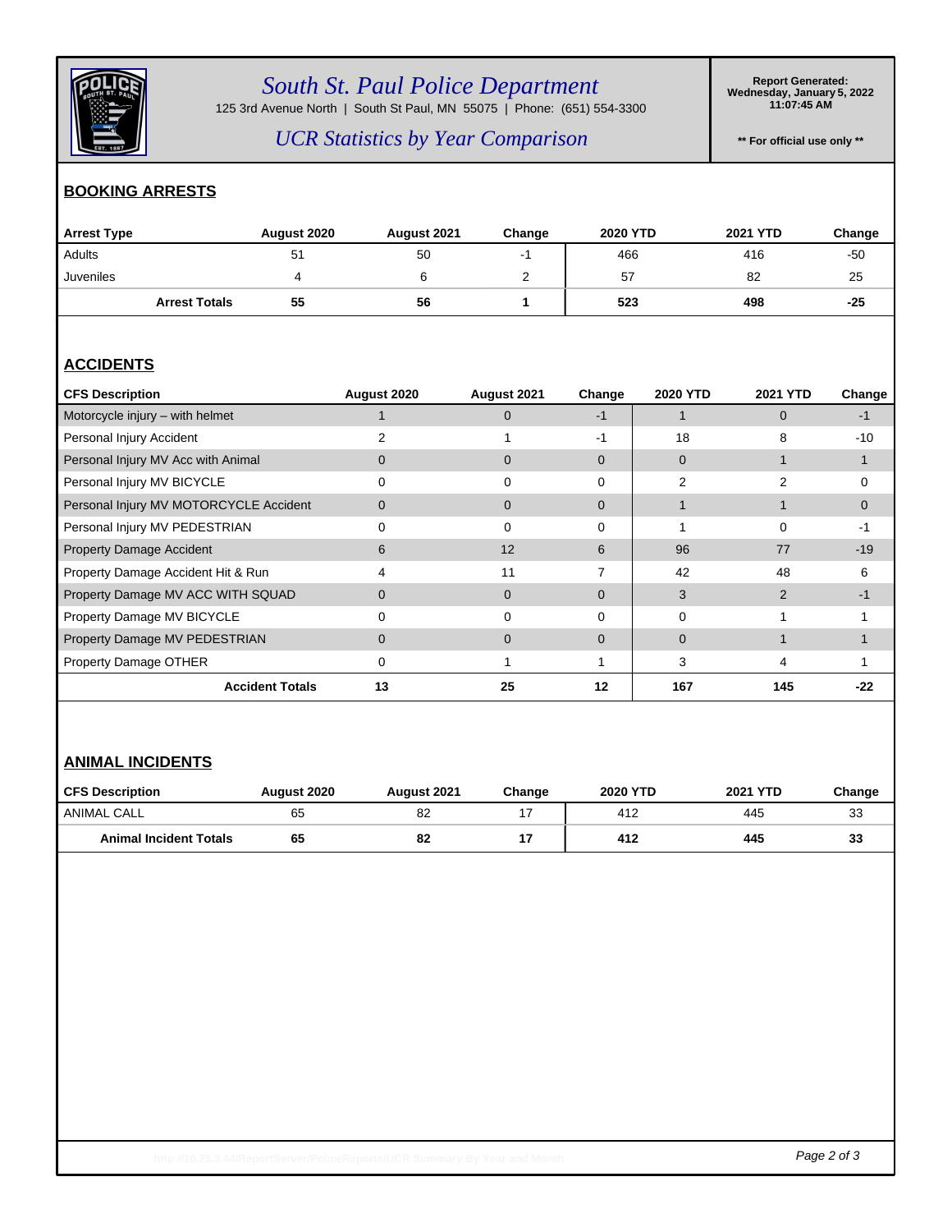# South St. Paul Police Department

125 3rd Avenue North | South St Paul, MN 55075 | Phone: (651) 554-3300

## UCR Statistics by Year Comparison

**Report Generated: Wednesday, January 5, 2022 11:07:45 AM**

**** For official use only ****

## BOOKING ARRESTS

| Arrest Type | August 2020 | August 2021 | Change | 2020 YTD | 2021 YTD | Change |
|---|---|---|---|---|---|---|
| Adults | 51 | 50 | -1 | 466 | 416 | -50 |
| Juveniles | 4 | 6 | 2 | 57 | 82 | 25 |
| **Arrest Totals** | **55** | **56** | **1** | **523** | **498** | **-25** |

## ACCIDENTS

| CFS Description | August 2020 | August 2021 | Change | 2020 YTD | 2021 YTD | Change |
|---|---|---|---|---|---|---|
| Motorcycle injury – with helmet | 1 | 0 | -1 | 1 | 0 | -1 |
| Personal Injury Accident | 2 | 1 | -1 | 18 | 8 | -10 |
| Personal Injury MV Acc with Animal | 0 | 0 | 0 | 0 | 1 | 1 |
| Personal Injury MV BICYCLE | 0 | 0 | 0 | 2 | 2 | 0 |
| Personal Injury MV MOTORCYCLE Accident | 0 | 0 | 0 | 1 | 1 | 0 |
| Personal Injury MV PEDESTRIAN | 0 | 0 | 0 | 1 | 0 | -1 |
| Property Damage Accident | 6 | 12 | 6 | 96 | 77 | -19 |
| Property Damage Accident Hit & Run | 4 | 11 | 7 | 42 | 48 | 6 |
| Property Damage MV ACC WITH SQUAD | 0 | 0 | 0 | 3 | 2 | -1 |
| Property Damage MV BICYCLE | 0 | 0 | 0 | 0 | 1 | 1 |
| Property Damage MV PEDESTRIAN | 0 | 0 | 0 | 0 | 1 | 1 |
| Property Damage OTHER | 0 | 1 | 1 | 3 | 4 | 1 |
| **Accident Totals** | **13** | **25** | **12** | **167** | **145** | **-22** |

## ANIMAL INCIDENTS

| CFS Description | August 2020 | August 2021 | Change | 2020 YTD | 2021 YTD | Change |
|---|---|---|---|---|---|---|
| ANIMAL CALL | 65 | 82 | 17 | 412 | 445 | 33 |
| **Animal Incident Totals** | **65** | **82** | **17** | **412** | **445** | **33** |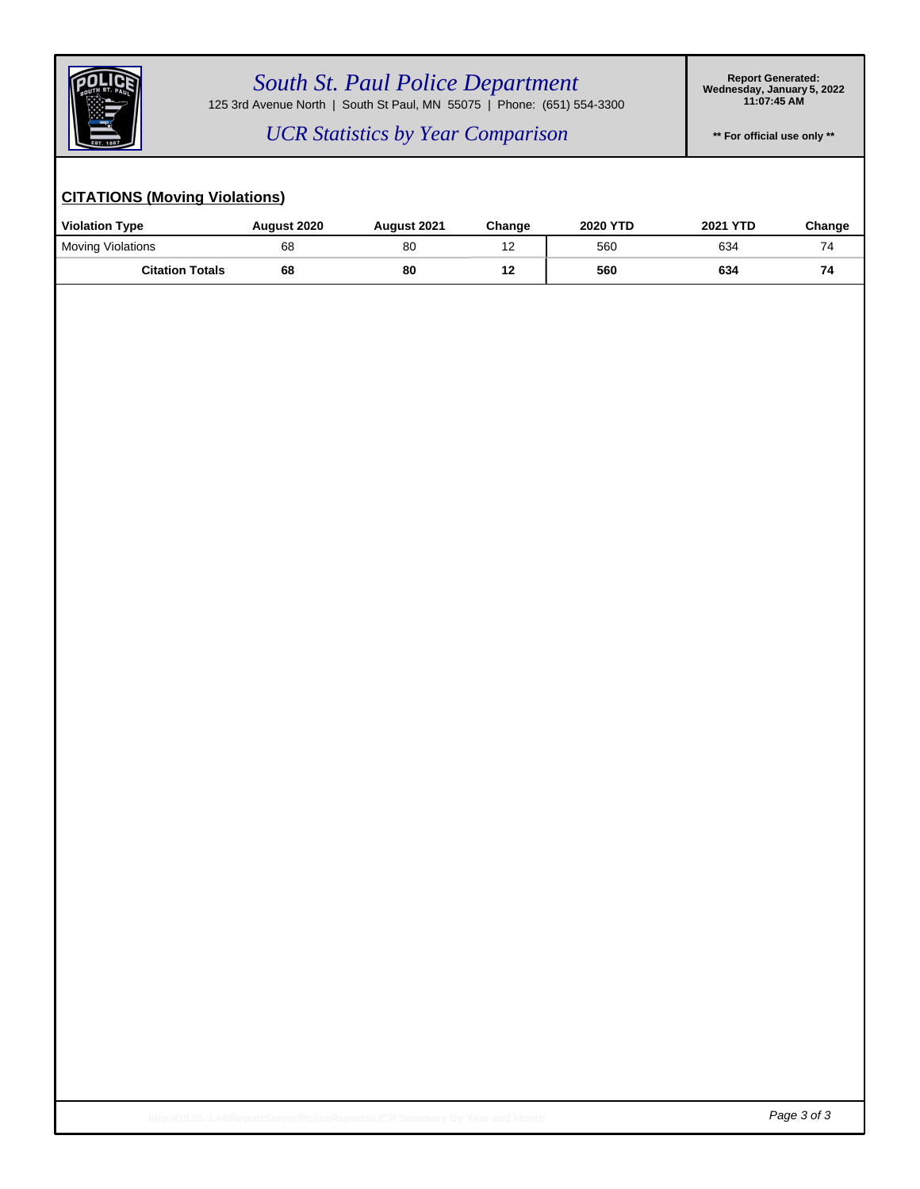# South St. Paul Police Department

125 3rd Avenue North | South St Paul, MN 55075 | Phone: (651) 554-3300

## UCR Statistics by Year Comparison

**Report Generated:**
**Wednesday, January 5, 2022**
**11:07:45 AM**

**\*\* For official use only \*\***

### CITATIONS (Moving Violations)

| Violation Type | August 2020 | August 2021 | Change | 2020 YTD | 2021 YTD | Change |
|---|---|---|---|---|---|---|
| Moving Violations | 68 | 80 | 12 | 560 | 634 | 74 |
| **Citation Totals** | **68** | **80** | **12** | **560** | **634** | **74** |